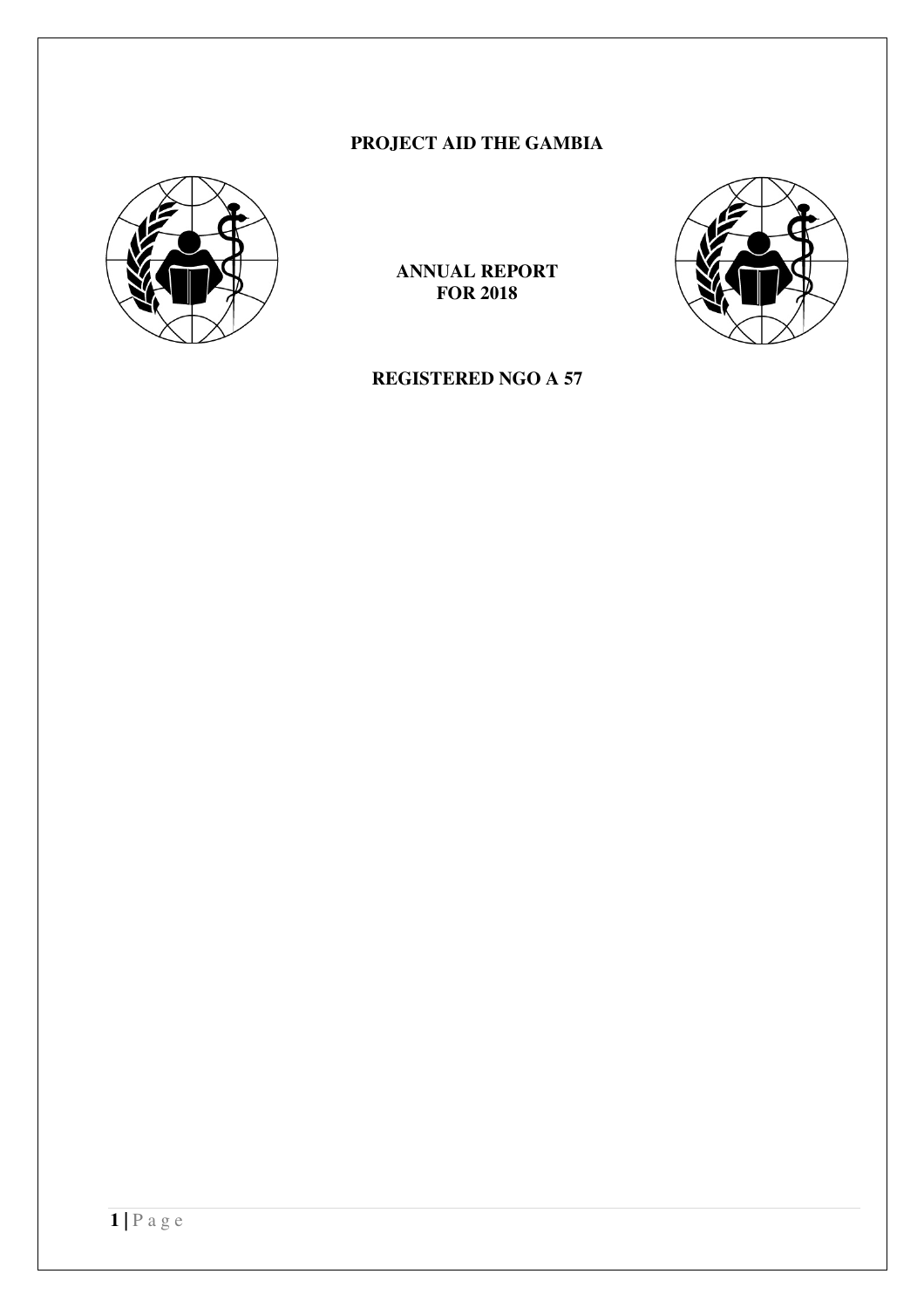# PROJECT AID THE GAMBIA

## ANNUAL REPORT
## FOR 2018

## REGISTERED NGO A 57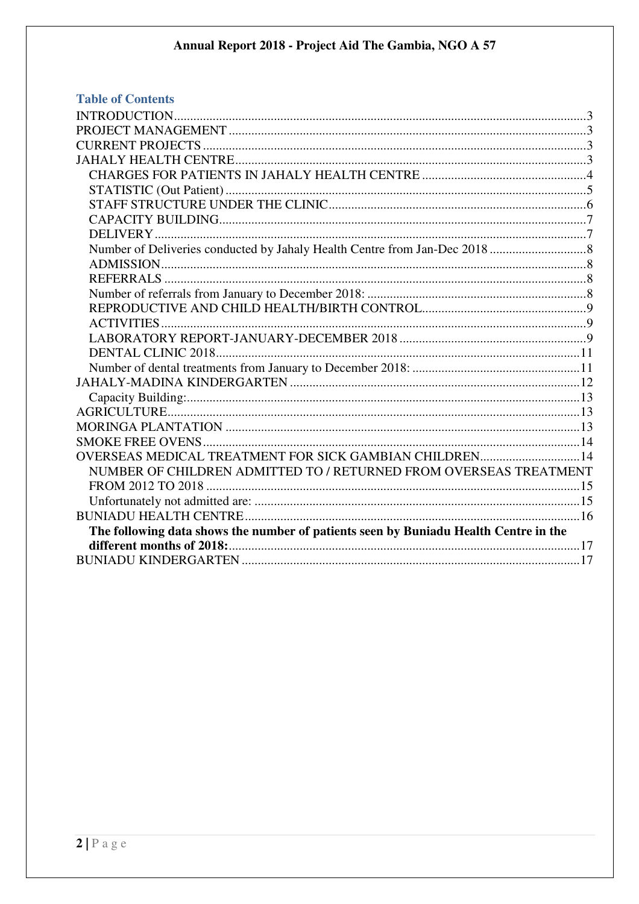## Table of Contents

- INTRODUCTION ..... 3
- PROJECT MANAGEMENT ..... 3
- CURRENT PROJECTS ..... 3
- JAHALY HEALTH CENTRE ..... 3
  - CHARGES FOR PATIENTS IN JAHALY HEALTH CENTRE ..... 4
  - STATISTIC (Out Patient) ..... 5
  - STAFF STRUCTURE UNDER THE CLINIC ..... 6
  - CAPACITY BUILDING ..... 7
  - DELIVERY ..... 7
  - Number of Deliveries conducted by Jahaly Health Centre from Jan-Dec 2018 ..... 8
  - ADMISSION ..... 8
  - REFERRALS ..... 8
  - Number of referrals from January to December 2018: ..... 8
  - REPRODUCTIVE AND CHILD HEALTH/BIRTH CONTROL ..... 9
  - ACTIVITIES ..... 9
  - LABORATORY REPORT-JANUARY-DECEMBER 2018 ..... 9
  - DENTAL CLINIC 2018 ..... 11
  - Number of dental treatments from January to December 2018: ..... 11
- JAHALY-MADINA KINDERGARTEN ..... 12
  - Capacity Building: ..... 13
- AGRICULTURE ..... 13
- MORINGA PLANTATION ..... 13
- SMOKE FREE OVENS ..... 14
- OVERSEAS MEDICAL TREATMENT FOR SICK GAMBIAN CHILDREN ..... 14
  - NUMBER OF CHILDREN ADMITTED TO / RETURNED FROM OVERSEAS TREATMENT FROM 2012 TO 2018 ..... 15
  - Unfortunately not admitted are: ..... 15
- BUNIADU HEALTH CENTRE ..... 16
  - **The following data shows the number of patients seen by Buniadu Health Centre in the different months of 2018:** ..... 17
- BUNIADU KINDERGARTEN ..... 17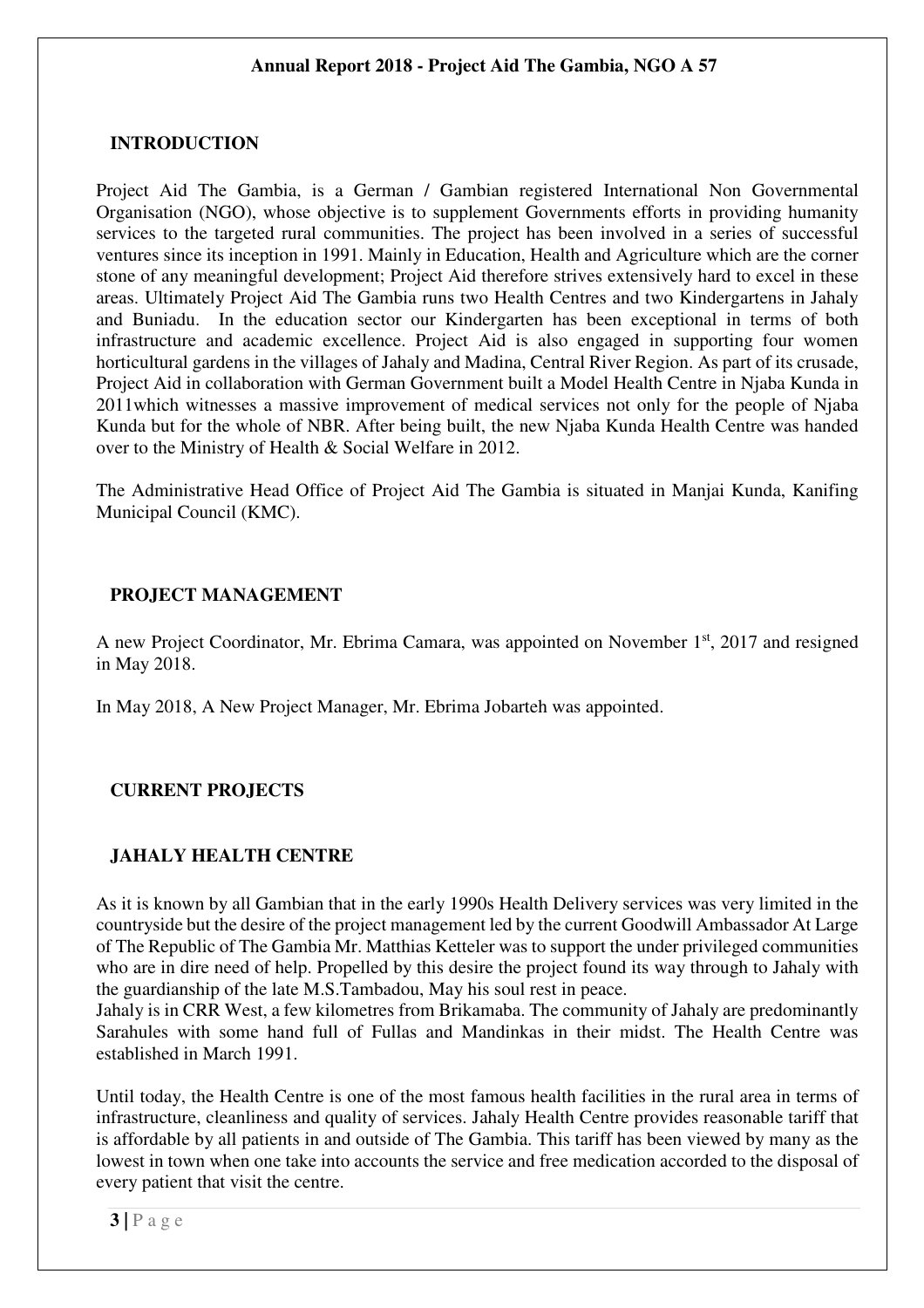## INTRODUCTION

Project Aid The Gambia, is a German / Gambian registered International Non Governmental Organisation (NGO), whose objective is to supplement Governments efforts in providing humanity services to the targeted rural communities. The project has been involved in a series of successful ventures since its inception in 1991. Mainly in Education, Health and Agriculture which are the corner stone of any meaningful development; Project Aid therefore strives extensively hard to excel in these areas. Ultimately Project Aid The Gambia runs two Health Centres and two Kindergartens in Jahaly and Buniadu. In the education sector our Kindergarten has been exceptional in terms of both infrastructure and academic excellence. Project Aid is also engaged in supporting four women horticultural gardens in the villages of Jahaly and Madina, Central River Region. As part of its crusade, Project Aid in collaboration with German Government built a Model Health Centre in Njaba Kunda in 2011which witnesses a massive improvement of medical services not only for the people of Njaba Kunda but for the whole of NBR. After being built, the new Njaba Kunda Health Centre was handed over to the Ministry of Health & Social Welfare in 2012.

The Administrative Head Office of Project Aid The Gambia is situated in Manjai Kunda, Kanifing Municipal Council (KMC).

## PROJECT MANAGEMENT

A new Project Coordinator, Mr. Ebrima Camara, was appointed on November 1st, 2017 and resigned in May 2018.

In May 2018, A New Project Manager, Mr. Ebrima Jobarteh was appointed.

## CURRENT PROJECTS

### JAHALY HEALTH CENTRE

As it is known by all Gambian that in the early 1990s Health Delivery services was very limited in the countryside but the desire of the project management led by the current Goodwill Ambassador At Large of The Republic of The Gambia Mr. Matthias Ketteler was to support the under privileged communities who are in dire need of help. Propelled by this desire the project found its way through to Jahaly with the guardianship of the late M.S.Tambadou, May his soul rest in peace.
Jahaly is in CRR West, a few kilometres from Brikamaba. The community of Jahaly are predominantly Sarahules with some hand full of Fullas and Mandinkas in their midst. The Health Centre was established in March 1991.

Until today, the Health Centre is one of the most famous health facilities in the rural area in terms of infrastructure, cleanliness and quality of services. Jahaly Health Centre provides reasonable tariff that is affordable by all patients in and outside of The Gambia. This tariff has been viewed by many as the lowest in town when one take into accounts the service and free medication accorded to the disposal of every patient that visit the centre.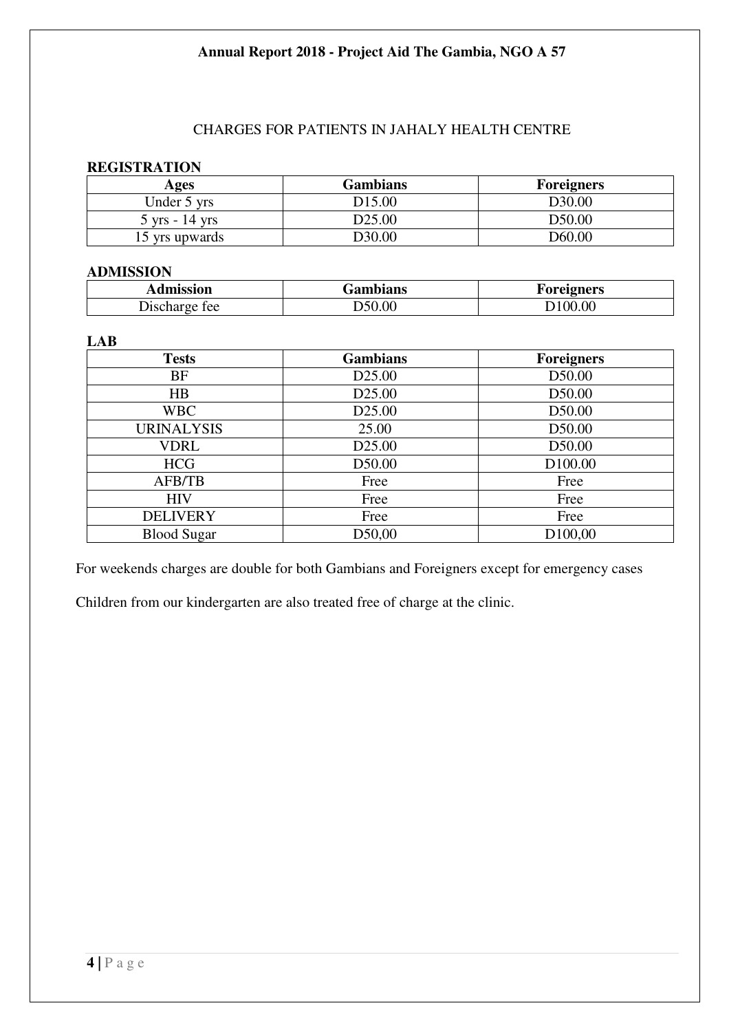## CHARGES FOR PATIENTS IN JAHALY HEALTH CENTRE

**REGISTRATION**

| Ages | Gambians | Foreigners |
|---|---|---|
| Under 5 yrs | D15.00 | D30.00 |
| 5 yrs - 14 yrs | D25.00 | D50.00 |
| 15 yrs upwards | D30.00 | D60.00 |

**ADMISSION**

| Admission | Gambians | Foreigners |
|---|---|---|
| Discharge fee | D50.00 | D100.00 |

**LAB**

| Tests | Gambians | Foreigners |
|---|---|---|
| BF | D25.00 | D50.00 |
| HB | D25.00 | D50.00 |
| WBC | D25.00 | D50.00 |
| URINALYSIS | 25.00 | D50.00 |
| VDRL | D25.00 | D50.00 |
| HCG | D50.00 | D100.00 |
| AFB/TB | Free | Free |
| HIV | Free | Free |
| DELIVERY | Free | Free |
| Blood Sugar | D50,00 | D100,00 |

For weekends charges are double for both Gambians and Foreigners except for emergency cases

Children from our kindergarten are also treated free of charge at the clinic.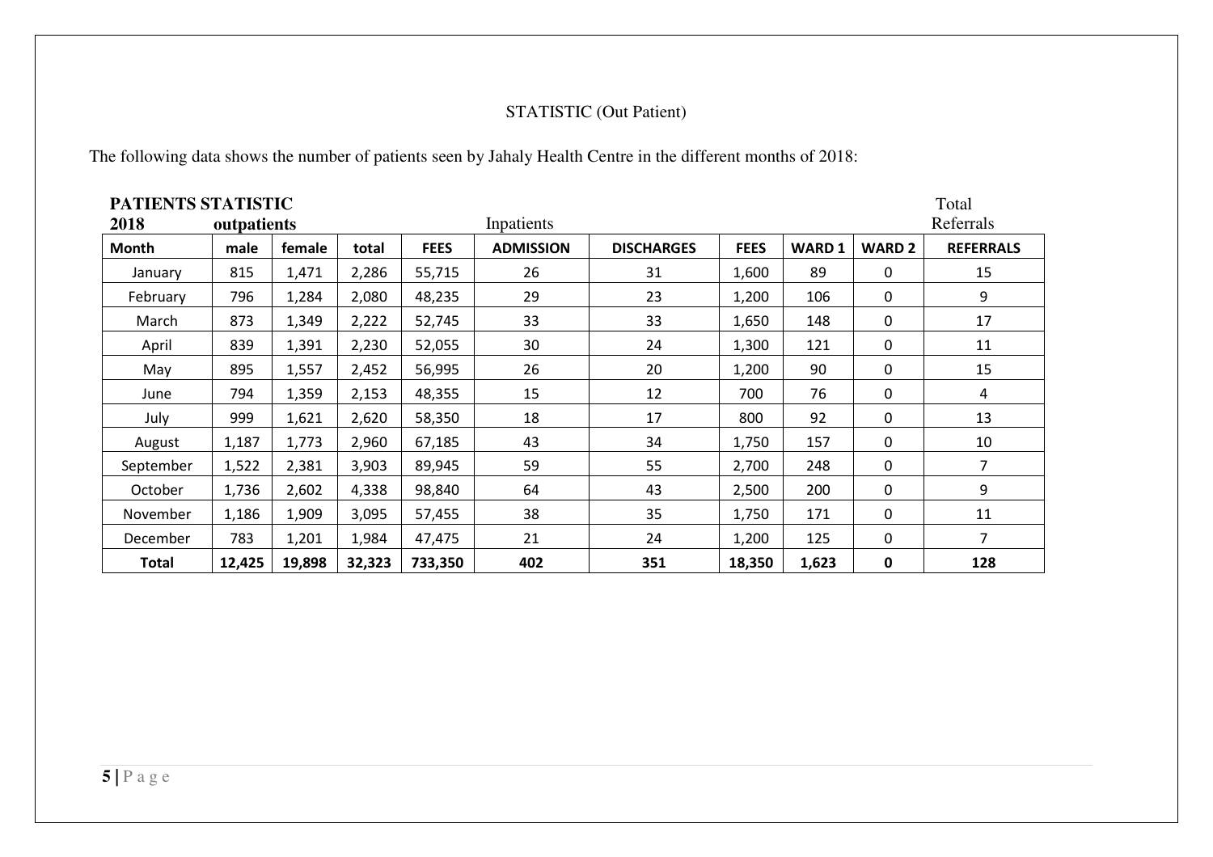STATISTIC (Out Patient)

The following data shows the number of patients seen by Jahaly Health Centre in the different months of 2018:

| **PATIENTS STATISTIC 2018** | **outpatients** | | | | Inpatients | | | | | Total Referrals |
|---|---|---|---|---|---|---|---|---|---|---|
| **Month** | **male** | **female** | **total** | **FEES** | **ADMISSION** | **DISCHARGES** | **FEES** | **WARD 1** | **WARD 2** | **REFERRALS** |
| January | 815 | 1,471 | 2,286 | 55,715 | 26 | 31 | 1,600 | 89 | 0 | 15 |
| February | 796 | 1,284 | 2,080 | 48,235 | 29 | 23 | 1,200 | 106 | 0 | 9 |
| March | 873 | 1,349 | 2,222 | 52,745 | 33 | 33 | 1,650 | 148 | 0 | 17 |
| April | 839 | 1,391 | 2,230 | 52,055 | 30 | 24 | 1,300 | 121 | 0 | 11 |
| May | 895 | 1,557 | 2,452 | 56,995 | 26 | 20 | 1,200 | 90 | 0 | 15 |
| June | 794 | 1,359 | 2,153 | 48,355 | 15 | 12 | 700 | 76 | 0 | 4 |
| July | 999 | 1,621 | 2,620 | 58,350 | 18 | 17 | 800 | 92 | 0 | 13 |
| August | 1,187 | 1,773 | 2,960 | 67,185 | 43 | 34 | 1,750 | 157 | 0 | 10 |
| September | 1,522 | 2,381 | 3,903 | 89,945 | 59 | 55 | 2,700 | 248 | 0 | 7 |
| October | 1,736 | 2,602 | 4,338 | 98,840 | 64 | 43 | 2,500 | 200 | 0 | 9 |
| November | 1,186 | 1,909 | 3,095 | 57,455 | 38 | 35 | 1,750 | 171 | 0 | 11 |
| December | 783 | 1,201 | 1,984 | 47,475 | 21 | 24 | 1,200 | 125 | 0 | 7 |
| **Total** | **12,425** | **19,898** | **32,323** | **733,350** | **402** | **351** | **18,350** | **1,623** | **0** | **128** |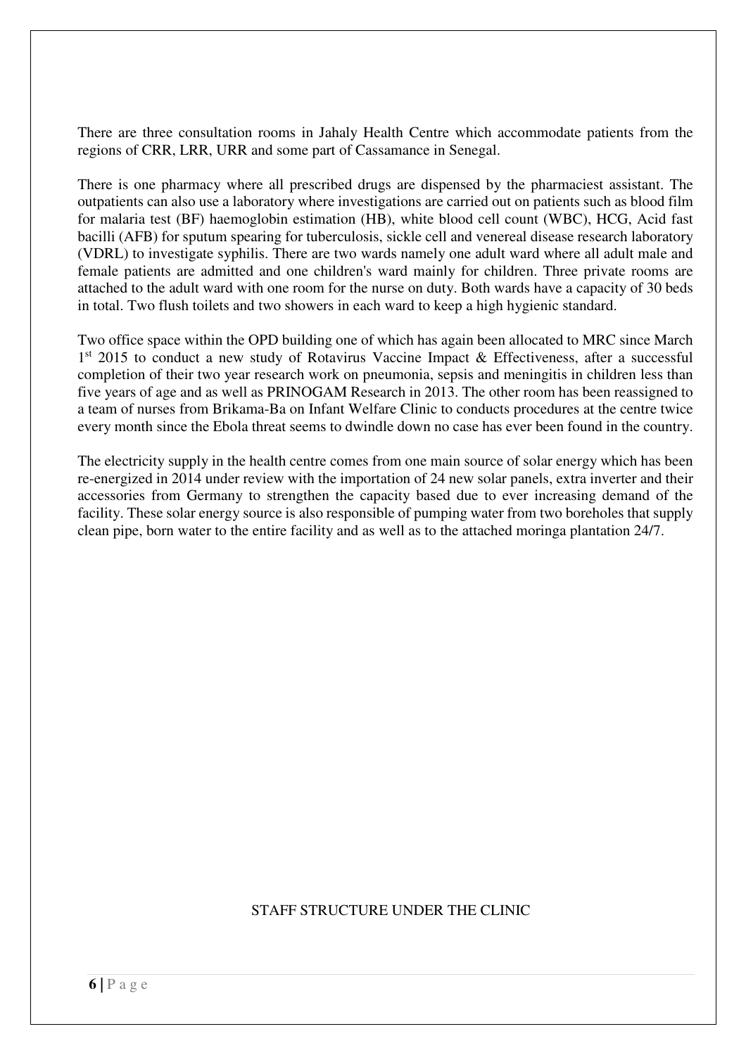There are three consultation rooms in Jahaly Health Centre which accommodate patients from the regions of CRR, LRR, URR and some part of Cassamance in Senegal.

There is one pharmacy where all prescribed drugs are dispensed by the pharmaciest assistant. The outpatients can also use a laboratory where investigations are carried out on patients such as blood film for malaria test (BF) haemoglobin estimation (HB), white blood cell count (WBC), HCG, Acid fast bacilli (AFB) for sputum spearing for tuberculosis, sickle cell and venereal disease research laboratory (VDRL) to investigate syphilis. There are two wards namely one adult ward where all adult male and female patients are admitted and one children's ward mainly for children. Three private rooms are attached to the adult ward with one room for the nurse on duty. Both wards have a capacity of 30 beds in total. Two flush toilets and two showers in each ward to keep a high hygienic standard.

Two office space within the OPD building one of which has again been allocated to MRC since March 1st 2015 to conduct a new study of Rotavirus Vaccine Impact & Effectiveness, after a successful completion of their two year research work on pneumonia, sepsis and meningitis in children less than five years of age and as well as PRINOGAM Research in 2013. The other room has been reassigned to a team of nurses from Brikama-Ba on Infant Welfare Clinic to conducts procedures at the centre twice every month since the Ebola threat seems to dwindle down no case has ever been found in the country.

The electricity supply in the health centre comes from one main source of solar energy which has been re-energized in 2014 under review with the importation of 24 new solar panels, extra inverter and their accessories from Germany to strengthen the capacity based due to ever increasing demand of the facility. These solar energy source is also responsible of pumping water from two boreholes that supply clean pipe, born water to the entire facility and as well as to the attached moringa plantation 24/7.

## STAFF STRUCTURE UNDER THE CLINIC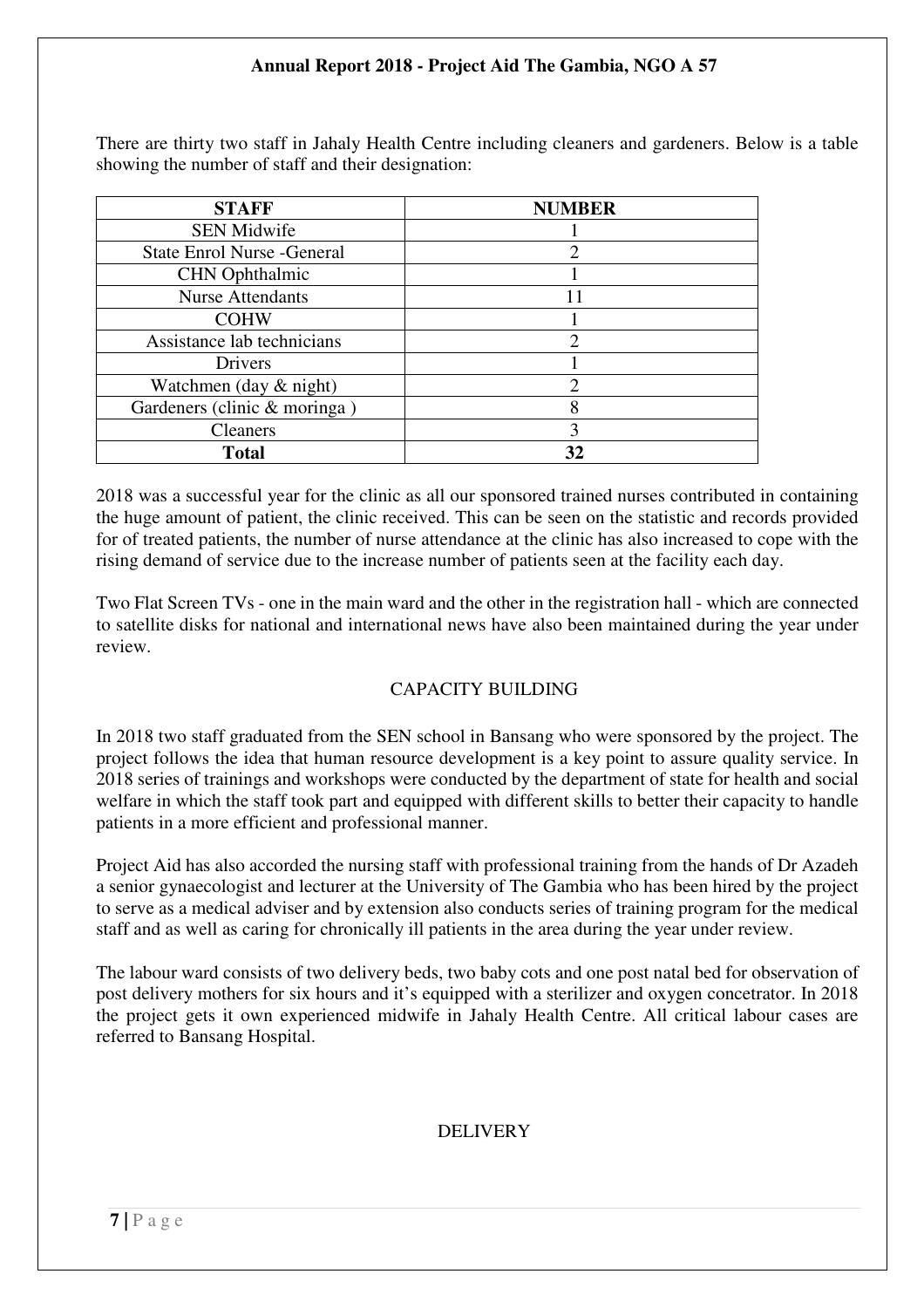There are thirty two staff in Jahaly Health Centre including cleaners and gardeners. Below is a table showing the number of staff and their designation:

| STAFF | NUMBER |
|---|---|
| SEN Midwife | 1 |
| State Enrol Nurse -General | 2 |
| CHN Ophthalmic | 1 |
| Nurse Attendants | 11 |
| COHW | 1 |
| Assistance lab technicians | 2 |
| Drivers | 1 |
| Watchmen (day & night) | 2 |
| Gardeners (clinic & moringa ) | 8 |
| Cleaners | 3 |
| **Total** | **32** |

2018 was a successful year for the clinic as all our sponsored trained nurses contributed in containing the huge amount of patient, the clinic received. This can be seen on the statistic and records provided for of treated patients, the number of nurse attendance at the clinic has also increased to cope with the rising demand of service due to the increase number of patients seen at the facility each day.

Two Flat Screen TVs - one in the main ward and the other in the registration hall - which are connected to satellite disks for national and international news have also been maintained during the year under review.

## CAPACITY BUILDING

In 2018 two staff graduated from the SEN school in Bansang who were sponsored by the project. The project follows the idea that human resource development is a key point to assure quality service. In 2018 series of trainings and workshops were conducted by the department of state for health and social welfare in which the staff took part and equipped with different skills to better their capacity to handle patients in a more efficient and professional manner.

Project Aid has also accorded the nursing staff with professional training from the hands of Dr Azadeh a senior gynaecologist and lecturer at the University of The Gambia who has been hired by the project to serve as a medical adviser and by extension also conducts series of training program for the medical staff and as well as caring for chronically ill patients in the area during the year under review.

The labour ward consists of two delivery beds, two baby cots and one post natal bed for observation of post delivery mothers for six hours and it's equipped with a sterilizer and oxygen concetrator. In 2018 the project gets it own experienced midwife in Jahaly Health Centre. All critical labour cases are referred to Bansang Hospital.

## DELIVERY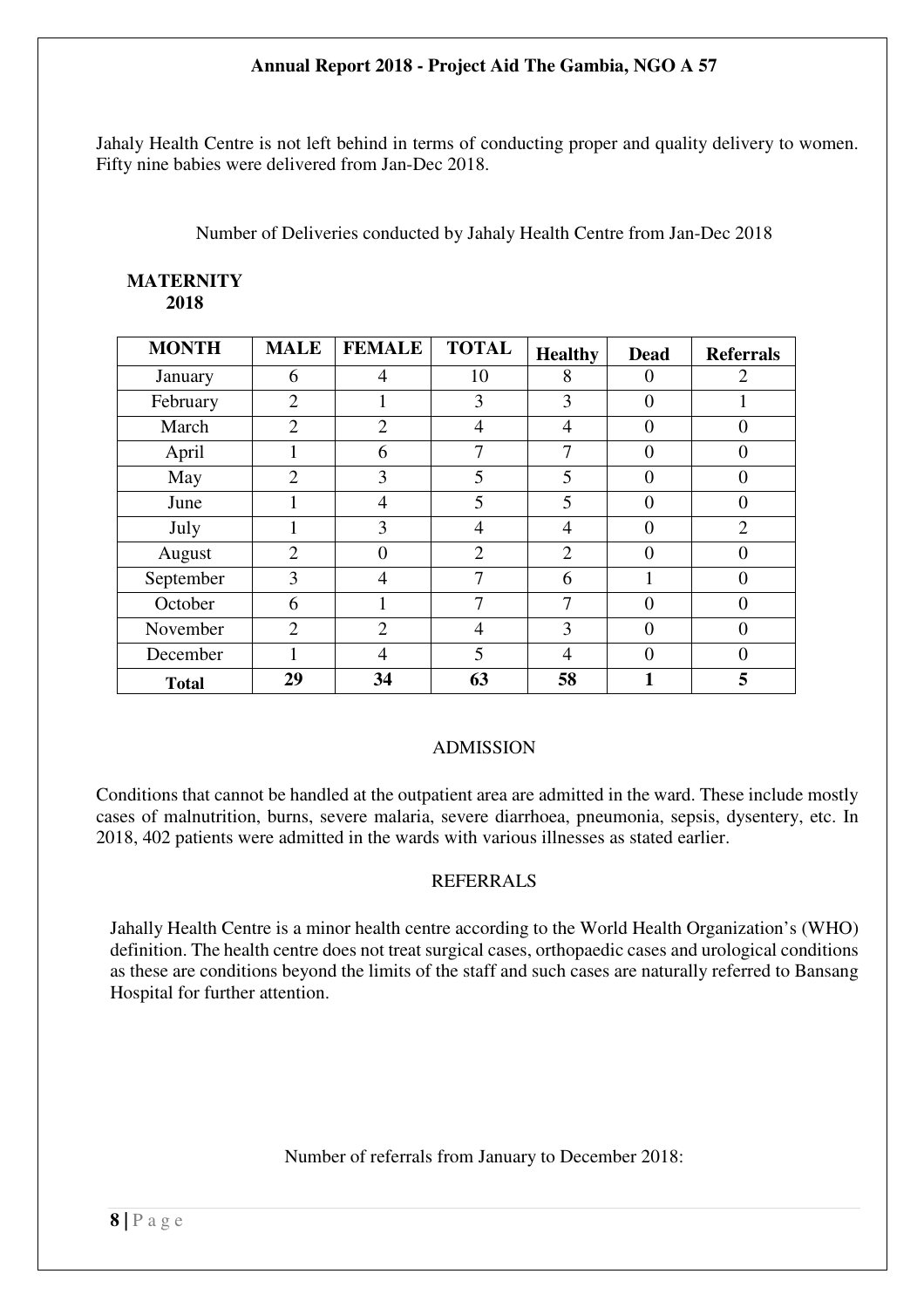Jahaly Health Centre is not left behind in terms of conducting proper and quality delivery to women. Fifty nine babies were delivered from Jan-Dec 2018.

Number of Deliveries conducted by Jahaly Health Centre from Jan-Dec 2018

**MATERNITY 2018**

| MONTH | MALE | FEMALE | TOTAL | Healthy | Dead | Referrals |
|---|---|---|---|---|---|---|
| January | 6 | 4 | 10 | 8 | 0 | 2 |
| February | 2 | 1 | 3 | 3 | 0 | 1 |
| March | 2 | 2 | 4 | 4 | 0 | 0 |
| April | 1 | 6 | 7 | 7 | 0 | 0 |
| May | 2 | 3 | 5 | 5 | 0 | 0 |
| June | 1 | 4 | 5 | 5 | 0 | 0 |
| July | 1 | 3 | 4 | 4 | 0 | 2 |
| August | 2 | 0 | 2 | 2 | 0 | 0 |
| September | 3 | 4 | 7 | 6 | 1 | 0 |
| October | 6 | 1 | 7 | 7 | 0 | 0 |
| November | 2 | 2 | 4 | 3 | 0 | 0 |
| December | 1 | 4 | 5 | 4 | 0 | 0 |
| **Total** | **29** | **34** | **63** | **58** | **1** | **5** |

## ADMISSION

Conditions that cannot be handled at the outpatient area are admitted in the ward. These include mostly cases of malnutrition, burns, severe malaria, severe diarrhoea, pneumonia, sepsis, dysentery, etc. In 2018, 402 patients were admitted in the wards with various illnesses as stated earlier.

## REFERRALS

Jahally Health Centre is a minor health centre according to the World Health Organization's (WHO) definition. The health centre does not treat surgical cases, orthopaedic cases and urological conditions as these are conditions beyond the limits of the staff and such cases are naturally referred to Bansang Hospital for further attention.

Number of referrals from January to December 2018: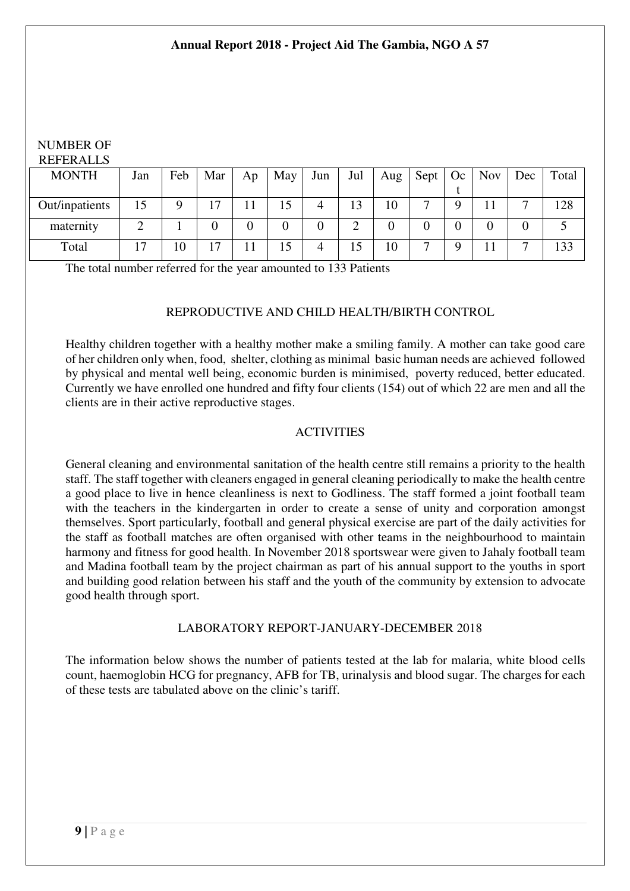NUMBER OF REFERALLS

| MONTH | Jan | Feb | Mar | Ap | May | Jun | Jul | Aug | Sept | Oct | Nov | Dec | Total |
|---|---|---|---|---|---|---|---|---|---|---|---|---|---|
| Out/inpatients | 15 | 9 | 17 | 11 | 15 | 4 | 13 | 10 | 7 | 9 | 11 | 7 | 128 |
| maternity | 2 | 1 | 0 | 0 | 0 | 0 | 2 | 0 | 0 | 0 | 0 | 0 | 5 |
| Total | 17 | 10 | 17 | 11 | 15 | 4 | 15 | 10 | 7 | 9 | 11 | 7 | 133 |

The total number referred for the year amounted to 133 Patients

## REPRODUCTIVE AND CHILD HEALTH/BIRTH CONTROL

Healthy children together with a healthy mother make a smiling family. A mother can take good care of her children only when, food, shelter, clothing as minimal basic human needs are achieved followed by physical and mental well being, economic burden is minimised, poverty reduced, better educated. Currently we have enrolled one hundred and fifty four clients (154) out of which 22 are men and all the clients are in their active reproductive stages.

## ACTIVITIES

General cleaning and environmental sanitation of the health centre still remains a priority to the health staff. The staff together with cleaners engaged in general cleaning periodically to make the health centre a good place to live in hence cleanliness is next to Godliness. The staff formed a joint football team with the teachers in the kindergarten in order to create a sense of unity and corporation amongst themselves. Sport particularly, football and general physical exercise are part of the daily activities for the staff as football matches are often organised with other teams in the neighbourhood to maintain harmony and fitness for good health. In November 2018 sportswear were given to Jahaly football team and Madina football team by the project chairman as part of his annual support to the youths in sport and building good relation between his staff and the youth of the community by extension to advocate good health through sport.

## LABORATORY REPORT-JANUARY-DECEMBER 2018

The information below shows the number of patients tested at the lab for malaria, white blood cells count, haemoglobin HCG for pregnancy, AFB for TB, urinalysis and blood sugar. The charges for each of these tests are tabulated above on the clinic's tariff.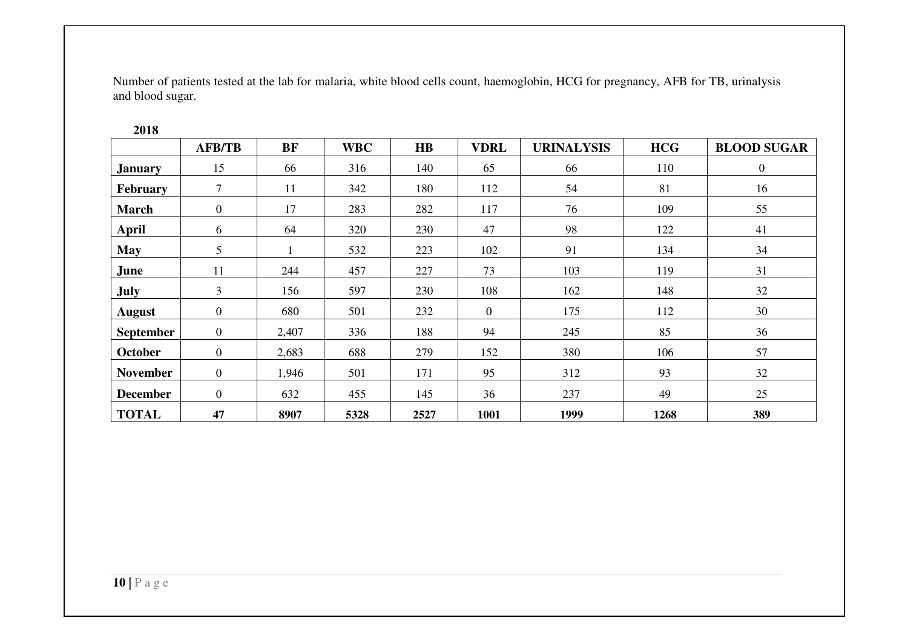Number of patients tested at the lab for malaria, white blood cells count, haemoglobin, HCG for pregnancy, AFB for TB, urinalysis and blood sugar.

**2018**

| | AFB/TB | BF | WBC | HB | VDRL | URINALYSIS | HCG | BLOOD SUGAR |
|---|---|---|---|---|---|---|---|---|
| **January** | 15 | 66 | 316 | 140 | 65 | 66 | 110 | 0 |
| **February** | 7 | 11 | 342 | 180 | 112 | 54 | 81 | 16 |
| **March** | 0 | 17 | 283 | 282 | 117 | 76 | 109 | 55 |
| **April** | 6 | 64 | 320 | 230 | 47 | 98 | 122 | 41 |
| **May** | 5 | 1 | 532 | 223 | 102 | 91 | 134 | 34 |
| **June** | 11 | 244 | 457 | 227 | 73 | 103 | 119 | 31 |
| **July** | 3 | 156 | 597 | 230 | 108 | 162 | 148 | 32 |
| **August** | 0 | 680 | 501 | 232 | 0 | 175 | 112 | 30 |
| **September** | 0 | 2,407 | 336 | 188 | 94 | 245 | 85 | 36 |
| **October** | 0 | 2,683 | 688 | 279 | 152 | 380 | 106 | 57 |
| **November** | 0 | 1,946 | 501 | 171 | 95 | 312 | 93 | 32 |
| **December** | 0 | 632 | 455 | 145 | 36 | 237 | 49 | 25 |
| **TOTAL** | **47** | **8907** | **5328** | **2527** | **1001** | **1999** | **1268** | **389** |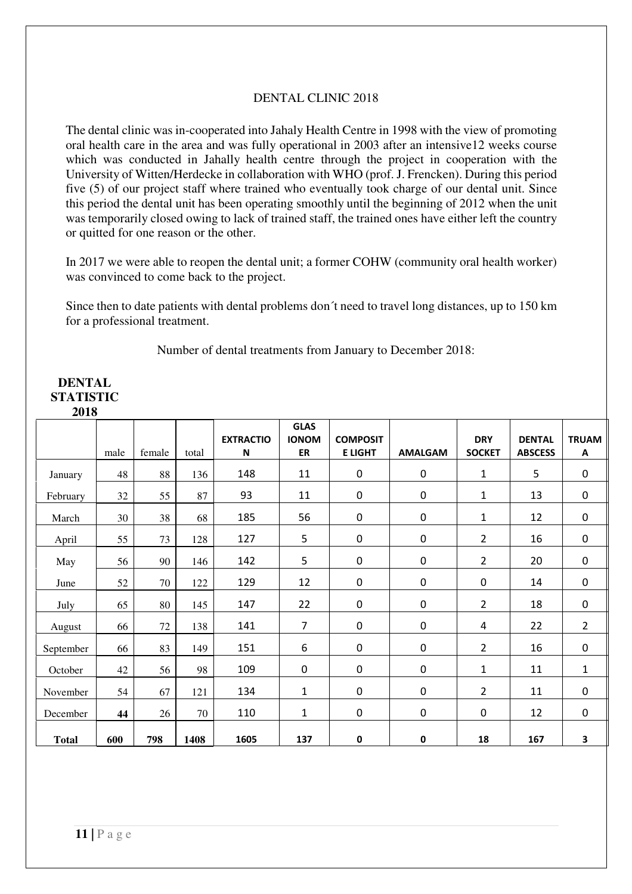# DENTAL CLINIC 2018

The dental clinic was in-cooperated into Jahaly Health Centre in 1998 with the view of promoting oral health care in the area and was fully operational in 2003 after an intensive12 weeks course which was conducted in Jahally health centre through the project in cooperation with the University of Witten/Herdecke in collaboration with WHO (prof. J. Frencken). During this period five (5) of our project staff where trained who eventually took charge of our dental unit. Since this period the dental unit has been operating smoothly until the beginning of 2012 when the unit was temporarily closed owing to lack of trained staff, the trained ones have either left the country or quitted for one reason or the other.

In 2017 we were able to reopen the dental unit; a former COHW (community oral health worker) was convinced to come back to the project.

Since then to date patients with dental problems don´t need to travel long distances, up to 150 km for a professional treatment.

Number of dental treatments from January to December 2018:

**DENTAL STATISTIC 2018**

| | male | female | total | EXTRACTION | GLAS IONOMER | COMPOSITE LIGHT | AMALGAM | DRY SOCKET | DENTAL ABSCESS | TRUAMA |
|---|---|---|---|---|---|---|---|---|---|---|
| January | 48 | 88 | 136 | 148 | 11 | 0 | 0 | 1 | 5 | 0 |
| February | 32 | 55 | 87 | 93 | 11 | 0 | 0 | 1 | 13 | 0 |
| March | 30 | 38 | 68 | 185 | 56 | 0 | 0 | 1 | 12 | 0 |
| April | 55 | 73 | 128 | 127 | 5 | 0 | 0 | 2 | 16 | 0 |
| May | 56 | 90 | 146 | 142 | 5 | 0 | 0 | 2 | 20 | 0 |
| June | 52 | 70 | 122 | 129 | 12 | 0 | 0 | 0 | 14 | 0 |
| July | 65 | 80 | 145 | 147 | 22 | 0 | 0 | 2 | 18 | 0 |
| August | 66 | 72 | 138 | 141 | 7 | 0 | 0 | 4 | 22 | 2 |
| September | 66 | 83 | 149 | 151 | 6 | 0 | 0 | 2 | 16 | 0 |
| October | 42 | 56 | 98 | 109 | 0 | 0 | 0 | 1 | 11 | 1 |
| November | 54 | 67 | 121 | 134 | 1 | 0 | 0 | 2 | 11 | 0 |
| December | **44** | 26 | 70 | 110 | 1 | 0 | 0 | 0 | 12 | 0 |
| **Total** | **600** | **798** | **1408** | **1605** | **137** | **0** | **0** | **18** | **167** | **3** |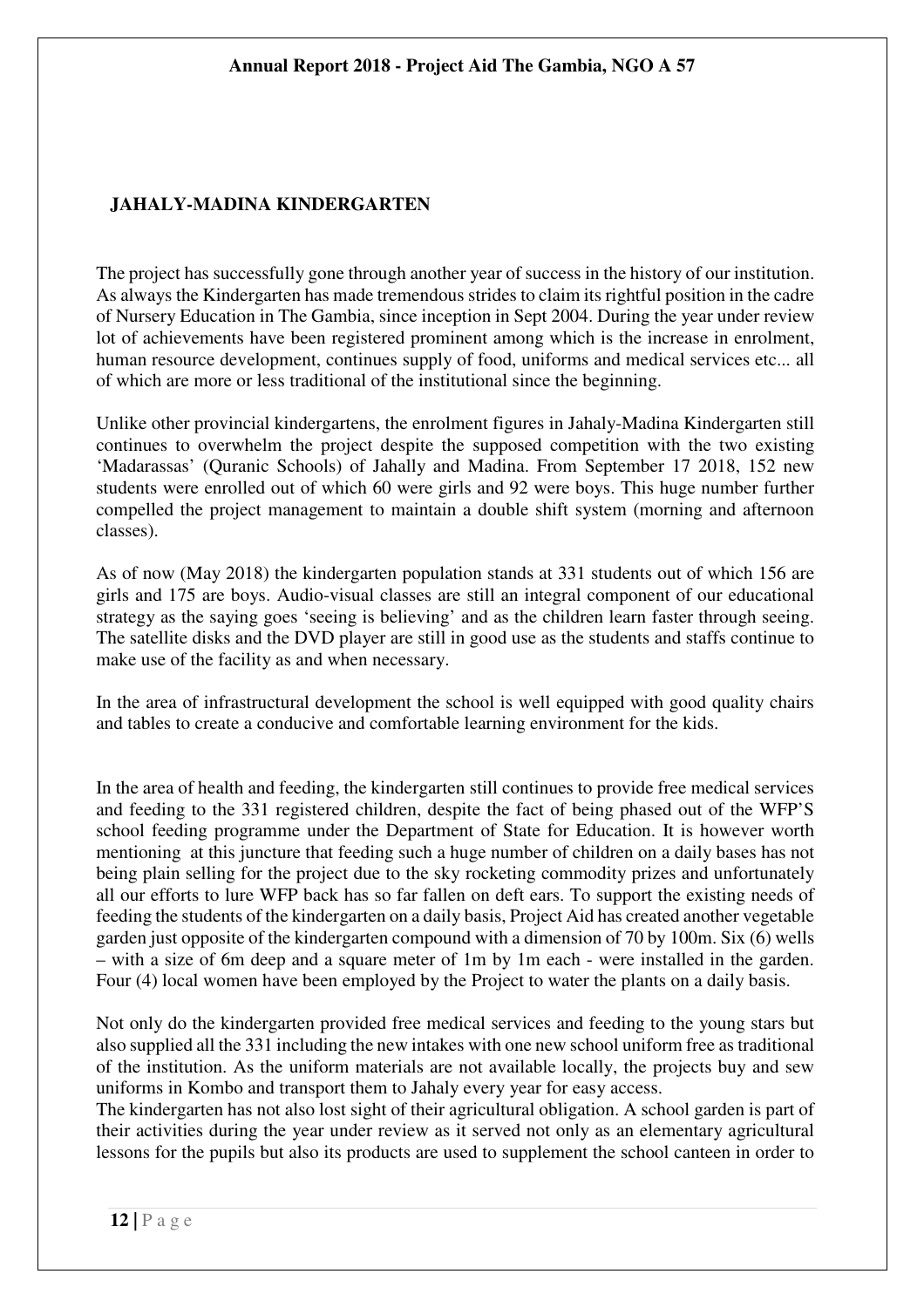## JAHALY-MADINA KINDERGARTEN

The project has successfully gone through another year of success in the history of our institution. As always the Kindergarten has made tremendous strides to claim its rightful position in the cadre of Nursery Education in The Gambia, since inception in Sept 2004. During the year under review lot of achievements have been registered prominent among which is the increase in enrolment, human resource development, continues supply of food, uniforms and medical services etc... all of which are more or less traditional of the institutional since the beginning.

Unlike other provincial kindergartens, the enrolment figures in Jahaly-Madina Kindergarten still continues to overwhelm the project despite the supposed competition with the two existing 'Madarassas' (Quranic Schools) of Jahally and Madina. From September 17 2018, 152 new students were enrolled out of which 60 were girls and 92 were boys. This huge number further compelled the project management to maintain a double shift system (morning and afternoon classes).

As of now (May 2018) the kindergarten population stands at 331 students out of which 156 are girls and 175 are boys. Audio-visual classes are still an integral component of our educational strategy as the saying goes 'seeing is believing' and as the children learn faster through seeing. The satellite disks and the DVD player are still in good use as the students and staffs continue to make use of the facility as and when necessary.

In the area of infrastructural development the school is well equipped with good quality chairs and tables to create a conducive and comfortable learning environment for the kids.

In the area of health and feeding, the kindergarten still continues to provide free medical services and feeding to the 331 registered children, despite the fact of being phased out of the WFP'S school feeding programme under the Department of State for Education. It is however worth mentioning at this juncture that feeding such a huge number of children on a daily bases has not being plain selling for the project due to the sky rocketing commodity prizes and unfortunately all our efforts to lure WFP back has so far fallen on deft ears. To support the existing needs of feeding the students of the kindergarten on a daily basis, Project Aid has created another vegetable garden just opposite of the kindergarten compound with a dimension of 70 by 100m. Six (6) wells – with a size of 6m deep and a square meter of 1m by 1m each - were installed in the garden. Four (4) local women have been employed by the Project to water the plants on a daily basis.

Not only do the kindergarten provided free medical services and feeding to the young stars but also supplied all the 331 including the new intakes with one new school uniform free as traditional of the institution. As the uniform materials are not available locally, the projects buy and sew uniforms in Kombo and transport them to Jahaly every year for easy access.

The kindergarten has not also lost sight of their agricultural obligation. A school garden is part of their activities during the year under review as it served not only as an elementary agricultural lessons for the pupils but also its products are used to supplement the school canteen in order to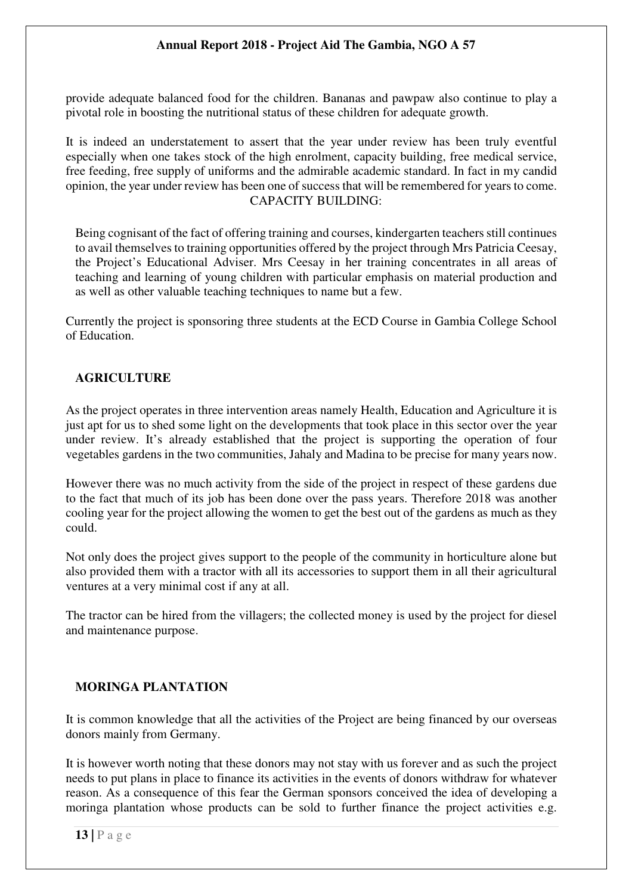provide adequate balanced food for the children. Bananas and pawpaw also continue to play a pivotal role in boosting the nutritional status of these children for adequate growth.

It is indeed an understatement to assert that the year under review has been truly eventful especially when one takes stock of the high enrolment, capacity building, free medical service, free feeding, free supply of uniforms and the admirable academic standard. In fact in my candid opinion, the year under review has been one of success that will be remembered for years to come.

## CAPACITY BUILDING:

Being cognisant of the fact of offering training and courses, kindergarten teachers still continues to avail themselves to training opportunities offered by the project through Mrs Patricia Ceesay, the Project's Educational Adviser. Mrs Ceesay in her training concentrates in all areas of teaching and learning of young children with particular emphasis on material production and as well as other valuable teaching techniques to name but a few.

Currently the project is sponsoring three students at the ECD Course in Gambia College School of Education.

## AGRICULTURE

As the project operates in three intervention areas namely Health, Education and Agriculture it is just apt for us to shed some light on the developments that took place in this sector over the year under review. It's already established that the project is supporting the operation of four vegetables gardens in the two communities, Jahaly and Madina to be precise for many years now.

However there was no much activity from the side of the project in respect of these gardens due to the fact that much of its job has been done over the pass years. Therefore 2018 was another cooling year for the project allowing the women to get the best out of the gardens as much as they could.

Not only does the project gives support to the people of the community in horticulture alone but also provided them with a tractor with all its accessories to support them in all their agricultural ventures at a very minimal cost if any at all.

The tractor can be hired from the villagers; the collected money is used by the project for diesel and maintenance purpose.

## MORINGA PLANTATION

It is common knowledge that all the activities of the Project are being financed by our overseas donors mainly from Germany.

It is however worth noting that these donors may not stay with us forever and as such the project needs to put plans in place to finance its activities in the events of donors withdraw for whatever reason. As a consequence of this fear the German sponsors conceived the idea of developing a moringa plantation whose products can be sold to further finance the project activities e.g.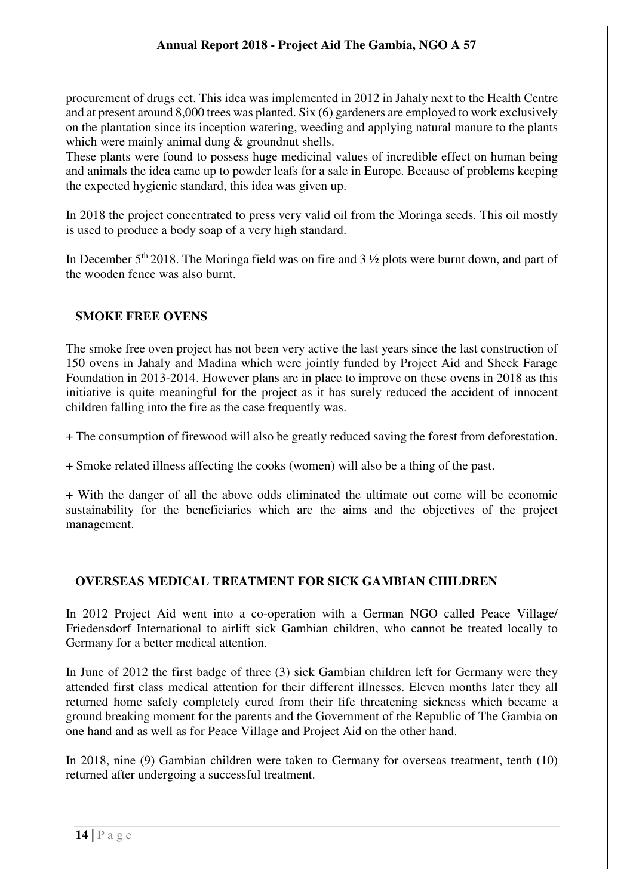procurement of drugs ect. This idea was implemented in 2012 in Jahaly next to the Health Centre and at present around 8,000 trees was planted. Six (6) gardeners are employed to work exclusively on the plantation since its inception watering, weeding and applying natural manure to the plants which were mainly animal dung & groundnut shells.
These plants were found to possess huge medicinal values of incredible effect on human being and animals the idea came up to powder leafs for a sale in Europe. Because of problems keeping the expected hygienic standard, this idea was given up.

In 2018 the project concentrated to press very valid oil from the Moringa seeds. This oil mostly is used to produce a body soap of a very high standard.

In December 5th 2018. The Moringa field was on fire and 3 ½ plots were burnt down, and part of the wooden fence was also burnt.

## SMOKE FREE OVENS

The smoke free oven project has not been very active the last years since the last construction of 150 ovens in Jahaly and Madina which were jointly funded by Project Aid and Sheck Farage Foundation in 2013-2014. However plans are in place to improve on these ovens in 2018 as this initiative is quite meaningful for the project as it has surely reduced the accident of innocent children falling into the fire as the case frequently was.

+ The consumption of firewood will also be greatly reduced saving the forest from deforestation.

+ Smoke related illness affecting the cooks (women) will also be a thing of the past.

+ With the danger of all the above odds eliminated the ultimate out come will be economic sustainability for the beneficiaries which are the aims and the objectives of the project management.

## OVERSEAS MEDICAL TREATMENT FOR SICK GAMBIAN CHILDREN

In 2012 Project Aid went into a co-operation with a German NGO called Peace Village/ Friedensdorf International to airlift sick Gambian children, who cannot be treated locally to Germany for a better medical attention.

In June of 2012 the first badge of three (3) sick Gambian children left for Germany were they attended first class medical attention for their different illnesses. Eleven months later they all returned home safely completely cured from their life threatening sickness which became a ground breaking moment for the parents and the Government of the Republic of The Gambia on one hand and as well as for Peace Village and Project Aid on the other hand.

In 2018, nine (9) Gambian children were taken to Germany for overseas treatment, tenth (10) returned after undergoing a successful treatment.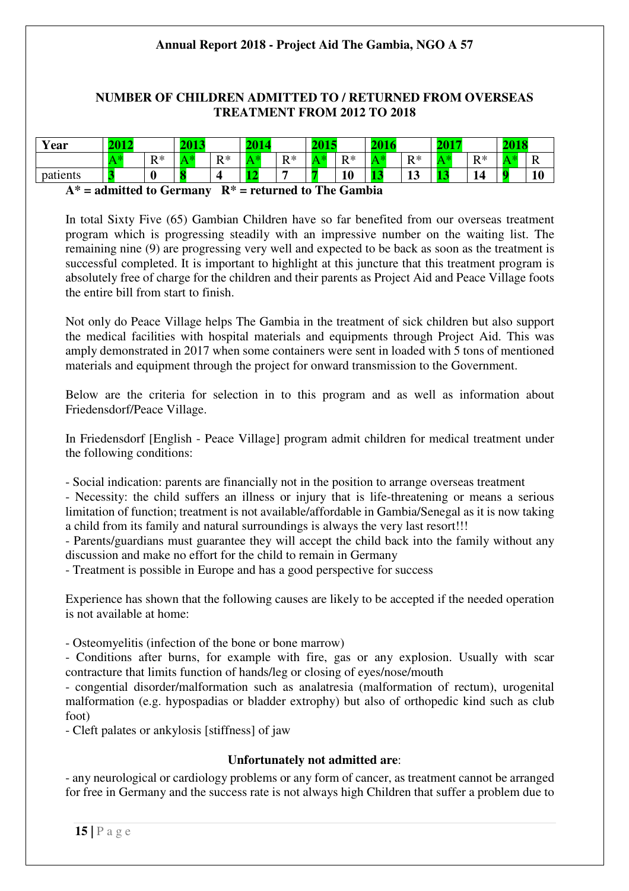## NUMBER OF CHILDREN ADMITTED TO / RETURNED FROM OVERSEAS TREATMENT FROM 2012 TO 2018

| Year | 2012 | | 2013 | | 2014 | | 2015 | | 2016 | | 2017 | | 2018 | |
|---|---|---|---|---|---|---|---|---|---|---|---|---|---|---|
| | A* | R* | A* | R* | A* | R* | A* | R* | A* | R* | A* | R* | A* | R |
| patients | **3** | **0** | **8** | **4** | **12** | **7** | **7** | **10** | **13** | **13** | **13** | **14** | **9** | **10** |

**A* = admitted to Germany   R* = returned to The Gambia**

In total Sixty Five (65) Gambian Children have so far benefited from our overseas treatment program which is progressing steadily with an impressive number on the waiting list. The remaining nine (9) are progressing very well and expected to be back as soon as the treatment is successful completed. It is important to highlight at this juncture that this treatment program is absolutely free of charge for the children and their parents as Project Aid and Peace Village foots the entire bill from start to finish.

Not only do Peace Village helps The Gambia in the treatment of sick children but also support the medical facilities with hospital materials and equipments through Project Aid. This was amply demonstrated in 2017 when some containers were sent in loaded with 5 tons of mentioned materials and equipment through the project for onward transmission to the Government.

Below are the criteria for selection in to this program and as well as information about Friedensdorf/Peace Village.

In Friedensdorf [English - Peace Village] program admit children for medical treatment under the following conditions:

- Social indication: parents are financially not in the position to arrange overseas treatment
- Necessity: the child suffers an illness or injury that is life-threatening or means a serious limitation of function; treatment is not available/affordable in Gambia/Senegal as it is now taking a child from its family and natural surroundings is always the very last resort!!!
- Parents/guardians must guarantee they will accept the child back into the family without any discussion and make no effort for the child to remain in Germany
- Treatment is possible in Europe and has a good perspective for success

Experience has shown that the following causes are likely to be accepted if the needed operation is not available at home:

- Osteomyelitis (infection of the bone or bone marrow)
- Conditions after burns, for example with fire, gas or any explosion. Usually with scar contracture that limits function of hands/leg or closing of eyes/nose/mouth
- congential disorder/malformation such as analatresia (malformation of rectum), urogenital malformation (e.g. hypospadias or bladder extrophy) but also of orthopedic kind such as club foot)
- Cleft palates or ankylosis [stiffness] of jaw

**Unfortunately not admitted are**:

- any neurological or cardiology problems or any form of cancer, as treatment cannot be arranged for free in Germany and the success rate is not always high Children that suffer a problem due to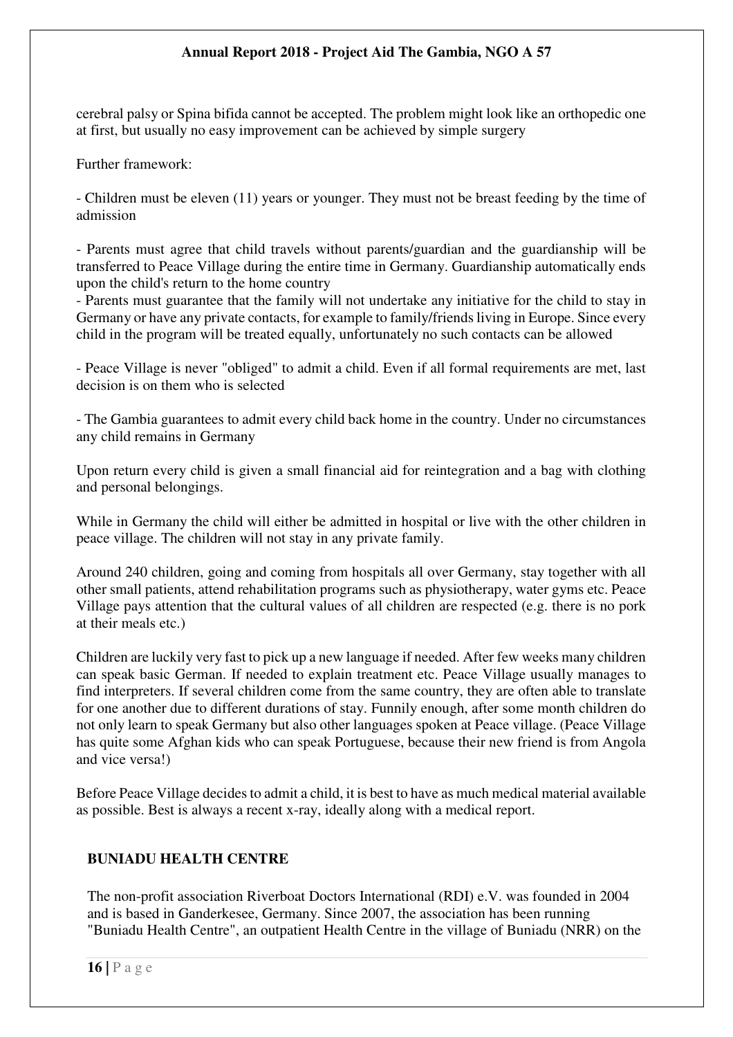cerebral palsy or Spina bifida cannot be accepted. The problem might look like an orthopedic one at first, but usually no easy improvement can be achieved by simple surgery

Further framework:

- Children must be eleven (11) years or younger. They must not be breast feeding by the time of admission

- Parents must agree that child travels without parents/guardian and the guardianship will be transferred to Peace Village during the entire time in Germany. Guardianship automatically ends upon the child's return to the home country
- Parents must guarantee that the family will not undertake any initiative for the child to stay in Germany or have any private contacts, for example to family/friends living in Europe. Since every child in the program will be treated equally, unfortunately no such contacts can be allowed

- Peace Village is never "obliged" to admit a child. Even if all formal requirements are met, last decision is on them who is selected

- The Gambia guarantees to admit every child back home in the country. Under no circumstances any child remains in Germany

Upon return every child is given a small financial aid for reintegration and a bag with clothing and personal belongings.

While in Germany the child will either be admitted in hospital or live with the other children in peace village. The children will not stay in any private family.

Around 240 children, going and coming from hospitals all over Germany, stay together with all other small patients, attend rehabilitation programs such as physiotherapy, water gyms etc. Peace Village pays attention that the cultural values of all children are respected (e.g. there is no pork at their meals etc.)

Children are luckily very fast to pick up a new language if needed. After few weeks many children can speak basic German. If needed to explain treatment etc. Peace Village usually manages to find interpreters. If several children come from the same country, they are often able to translate for one another due to different durations of stay. Funnily enough, after some month children do not only learn to speak Germany but also other languages spoken at Peace village. (Peace Village has quite some Afghan kids who can speak Portuguese, because their new friend is from Angola and vice versa!)

Before Peace Village decides to admit a child, it is best to have as much medical material available as possible. Best is always a recent x-ray, ideally along with a medical report.

## BUNIADU HEALTH CENTRE

The non-profit association Riverboat Doctors International (RDI) e.V. was founded in 2004 and is based in Ganderkesee, Germany. Since 2007, the association has been running "Buniadu Health Centre", an outpatient Health Centre in the village of Buniadu (NRR) on the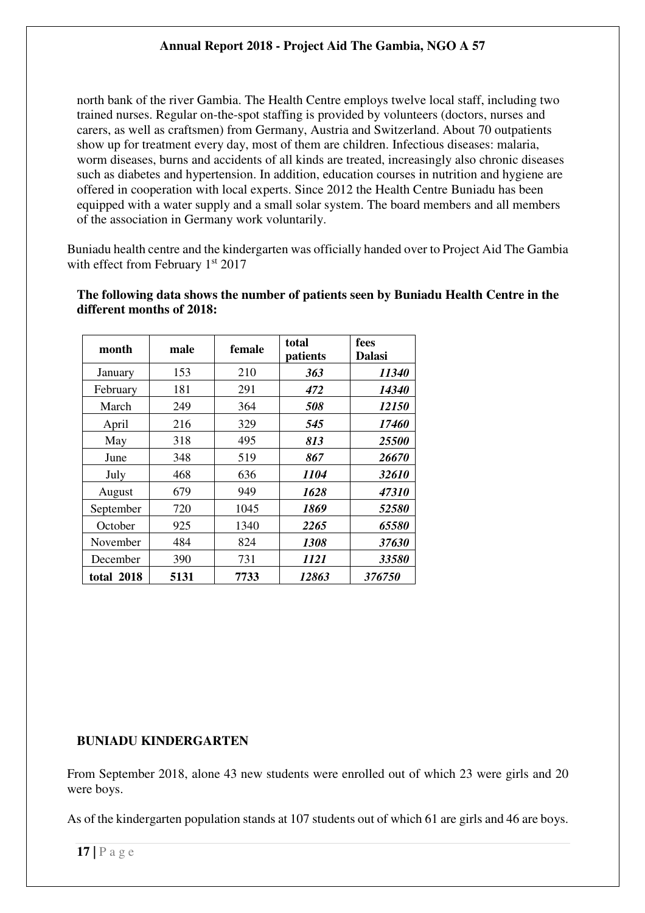north bank of the river Gambia. The Health Centre employs twelve local staff, including two trained nurses. Regular on-the-spot staffing is provided by volunteers (doctors, nurses and carers, as well as craftsmen) from Germany, Austria and Switzerland. About 70 outpatients show up for treatment every day, most of them are children. Infectious diseases: malaria, worm diseases, burns and accidents of all kinds are treated, increasingly also chronic diseases such as diabetes and hypertension. In addition, education courses in nutrition and hygiene are offered in cooperation with local experts. Since 2012 the Health Centre Buniadu has been equipped with a water supply and a small solar system. The board members and all members of the association in Germany work voluntarily.

Buniadu health centre and the kindergarten was officially handed over to Project Aid The Gambia with effect from February 1st 2017

**The following data shows the number of patients seen by Buniadu Health Centre in the different months of 2018:**

| month | male | female | total patients | fees Dalasi |
|---|---|---|---|---|
| January | 153 | 210 | ***363*** | ***11340*** |
| February | 181 | 291 | ***472*** | ***14340*** |
| March | 249 | 364 | ***508*** | ***12150*** |
| April | 216 | 329 | ***545*** | ***17460*** |
| May | 318 | 495 | ***813*** | ***25500*** |
| June | 348 | 519 | ***867*** | ***26670*** |
| July | 468 | 636 | ***1104*** | ***32610*** |
| August | 679 | 949 | ***1628*** | ***47310*** |
| September | 720 | 1045 | ***1869*** | ***52580*** |
| October | 925 | 1340 | ***2265*** | ***65580*** |
| November | 484 | 824 | ***1308*** | ***37630*** |
| December | 390 | 731 | ***1121*** | ***33580*** |
| **total 2018** | **5131** | **7733** | ***12863*** | ***376750*** |

**BUNIADU KINDERGARTEN**

From September 2018, alone 43 new students were enrolled out of which 23 were girls and 20 were boys.

As of the kindergarten population stands at 107 students out of which 61 are girls and 46 are boys.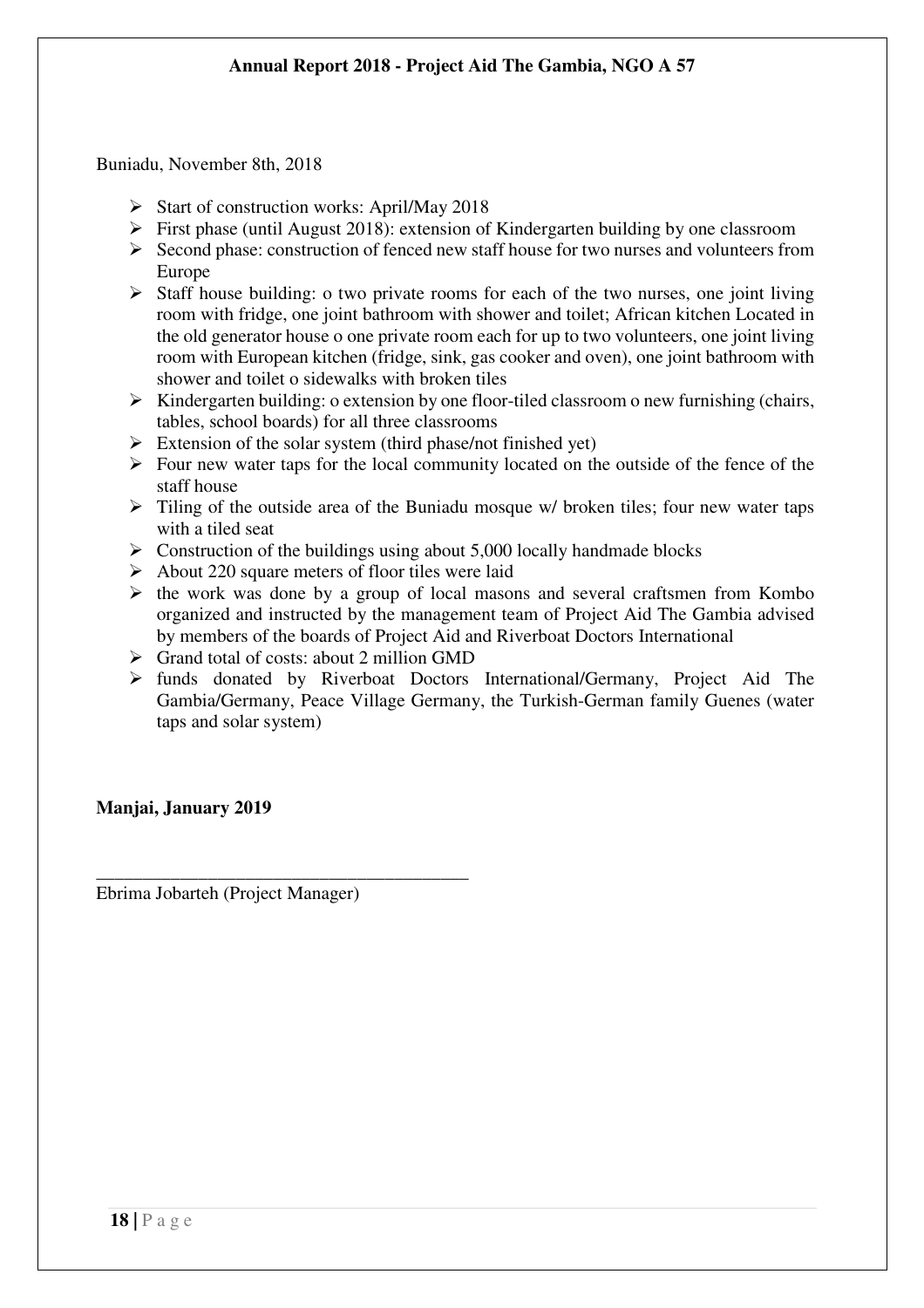Buniadu, November 8th, 2018

- Start of construction works: April/May 2018
- First phase (until August 2018): extension of Kindergarten building by one classroom
- Second phase: construction of fenced new staff house for two nurses and volunteers from Europe
- Staff house building: o two private rooms for each of the two nurses, one joint living room with fridge, one joint bathroom with shower and toilet; African kitchen Located in the old generator house o one private room each for up to two volunteers, one joint living room with European kitchen (fridge, sink, gas cooker and oven), one joint bathroom with shower and toilet o sidewalks with broken tiles
- Kindergarten building: o extension by one floor-tiled classroom o new furnishing (chairs, tables, school boards) for all three classrooms
- Extension of the solar system (third phase/not finished yet)
- Four new water taps for the local community located on the outside of the fence of the staff house
- Tiling of the outside area of the Buniadu mosque w/ broken tiles; four new water taps with a tiled seat
- Construction of the buildings using about 5,000 locally handmade blocks
- About 220 square meters of floor tiles were laid
- the work was done by a group of local masons and several craftsmen from Kombo organized and instructed by the management team of Project Aid The Gambia advised by members of the boards of Project Aid and Riverboat Doctors International
- Grand total of costs: about 2 million GMD
- funds donated by Riverboat Doctors International/Germany, Project Aid The Gambia/Germany, Peace Village Germany, the Turkish-German family Guenes (water taps and solar system)

**Manjai, January 2019**

\_\_\_\_\_\_\_\_\_\_\_\_\_\_\_\_\_\_\_\_\_\_\_\_\_\_\_\_\_\_\_\_\_\_\_\_\_\_\_\_

Ebrima Jobarteh (Project Manager)